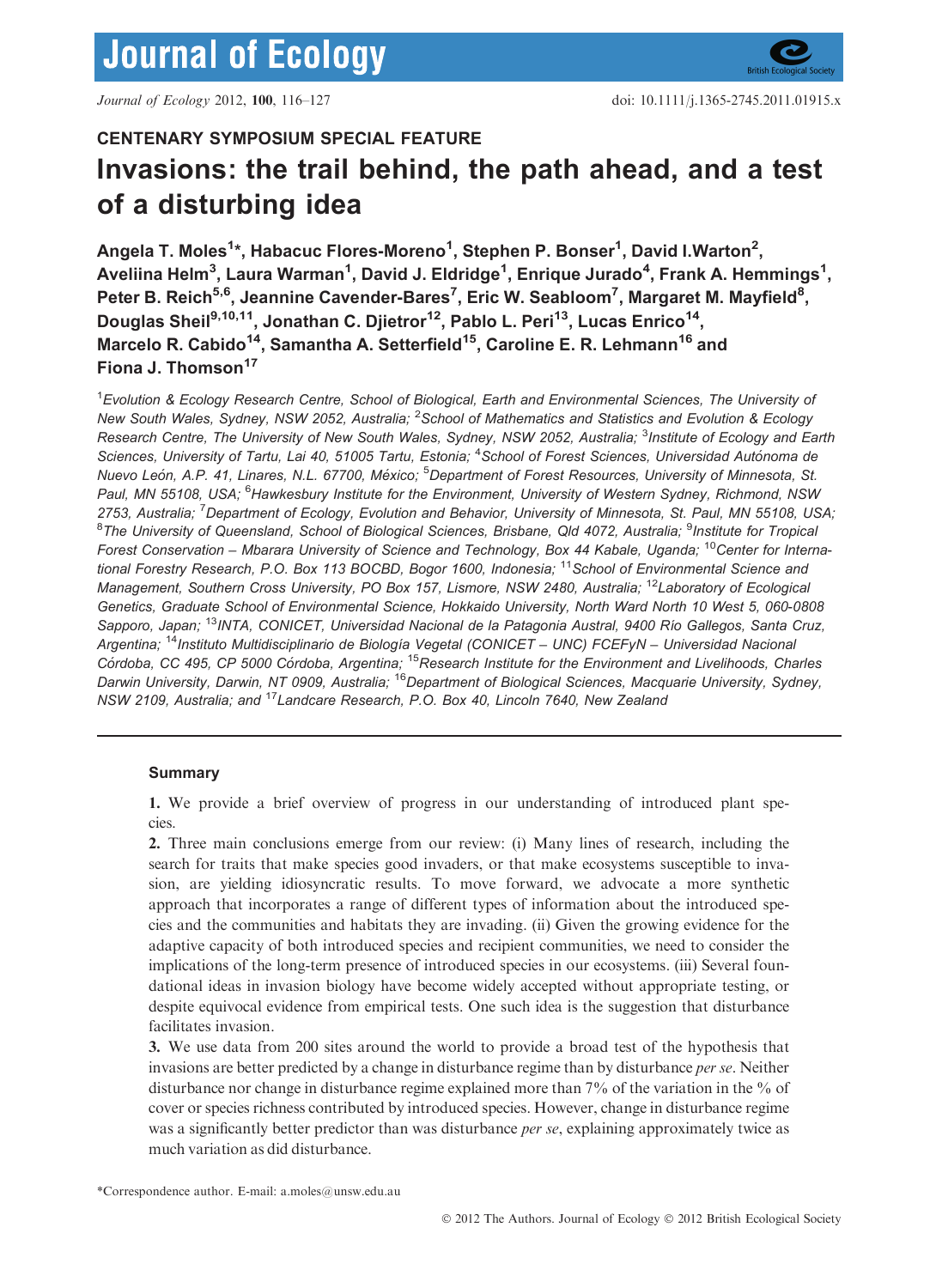# Journal of Ecology

doi: 10.1111/j.1365-2745.2011.01915.x

## CENTENARY SYMPOSIUM SPECIAL FEATURE

# Invasions: the trail behind, the path ahead, and a test of a disturbing idea

**Angela T. Moles[1]*, Habacuc Flores-Moreno[1], Stephen P. Bonser[1], David I.Warton[2], Aveliina Helm[3], Laura Warman[1], David J. Eldridge[1], Enrique Jurado[4], Frank A. Hemmings[1], Peter B. Reich[5,6], Jeannine Cavender-Bares[7], Eric W. Seabloom[7], Margaret M. Mayfield[8], Douglas Sheil[9,10,11], Jonathan C. Djietror[12], Pablo L. Peri[13], Lucas Enrico[14], Marcelo R. Cabido[14], Samantha A. Setterfield[15], Caroline E. R. Lehmann[16] and Fiona J. Thomson[17]**

[1]*Evolution & Ecology Research Centre, School of Biological, Earth and Environmental Sciences, The University of New South Wales, Sydney, NSW 2052, Australia;* [2]*School of Mathematics and Statistics and Evolution & Ecology Research Centre, The University of New South Wales, Sydney, NSW 2052, Australia;* [3]*Institute of Ecology and Earth Sciences, University of Tartu, Lai 40, 51005 Tartu, Estonia;* [4]*School of Forest Sciences, Universidad Autónoma de Nuevo León, A.P. 41, Linares, N.L. 67700, México;* [5]*Department of Forest Resources, University of Minnesota, St. Paul, MN 55108, USA;* [6]*Hawkesbury Institute for the Environment, University of Western Sydney, Richmond, NSW 2753, Australia;* [7]*Department of Ecology, Evolution and Behavior, University of Minnesota, St. Paul, MN 55108, USA;* [8]*The University of Queensland, School of Biological Sciences, Brisbane, Qld 4072, Australia;* [9]*Institute for Tropical Forest Conservation – Mbarara University of Science and Technology, Box 44 Kabale, Uganda;* [10]*Center for International Forestry Research, P.O. Box 113 BOCBD, Bogor 1600, Indonesia;* [11]*School of Environmental Science and Management, Southern Cross University, PO Box 157, Lismore, NSW 2480, Australia;* [12]*Laboratory of Ecological Genetics, Graduate School of Environmental Science, Hokkaido University, North Ward North 10 West 5, 060-0808 Sapporo, Japan;* [13]*INTA, CONICET, Universidad Nacional de la Patagonia Austral, 9400 Río Gallegos, Santa Cruz, Argentina;* [14]*Instituto Multidisciplinario de Biología Vegetal (CONICET – UNC) FCEFyN – Universidad Nacional Córdoba, CC 495, CP 5000 Córdoba, Argentina;* [15]*Research Institute for the Environment and Livelihoods, Charles Darwin University, Darwin, NT 0909, Australia;* [16]*Department of Biological Sciences, Macquarie University, Sydney, NSW 2109, Australia; and* [17]*Landcare Research, P.O. Box 40, Lincoln 7640, New Zealand*

---

### Summary

**1.** We provide a brief overview of progress in our understanding of introduced plant species.

**2.** Three main conclusions emerge from our review: (i) Many lines of research, including the search for traits that make species good invaders, or that make ecosystems susceptible to invasion, are yielding idiosyncratic results. To move forward, we advocate a more synthetic approach that incorporates a range of different types of information about the introduced species and the communities and habitats they are invading. (ii) Given the growing evidence for the adaptive capacity of both introduced species and recipient communities, we need to consider the implications of the long-term presence of introduced species in our ecosystems. (iii) Several foundational ideas in invasion biology have become widely accepted without appropriate testing, or despite equivocal evidence from empirical tests. One such idea is the suggestion that disturbance facilitates invasion.

**3.** We use data from 200 sites around the world to provide a broad test of the hypothesis that invasions are better predicted by a change in disturbance regime than by disturbance *per se*. Neither disturbance nor change in disturbance regime explained more than 7% of the variation in the % of cover or species richness contributed by introduced species. However, change in disturbance regime was a significantly better predictor than was disturbance *per se*, explaining approximately twice as much variation as did disturbance.

*Correspondence author. E-mail: a.moles@unsw.edu.au

© 2012 The Authors. Journal of Ecology © 2012 British Ecological Society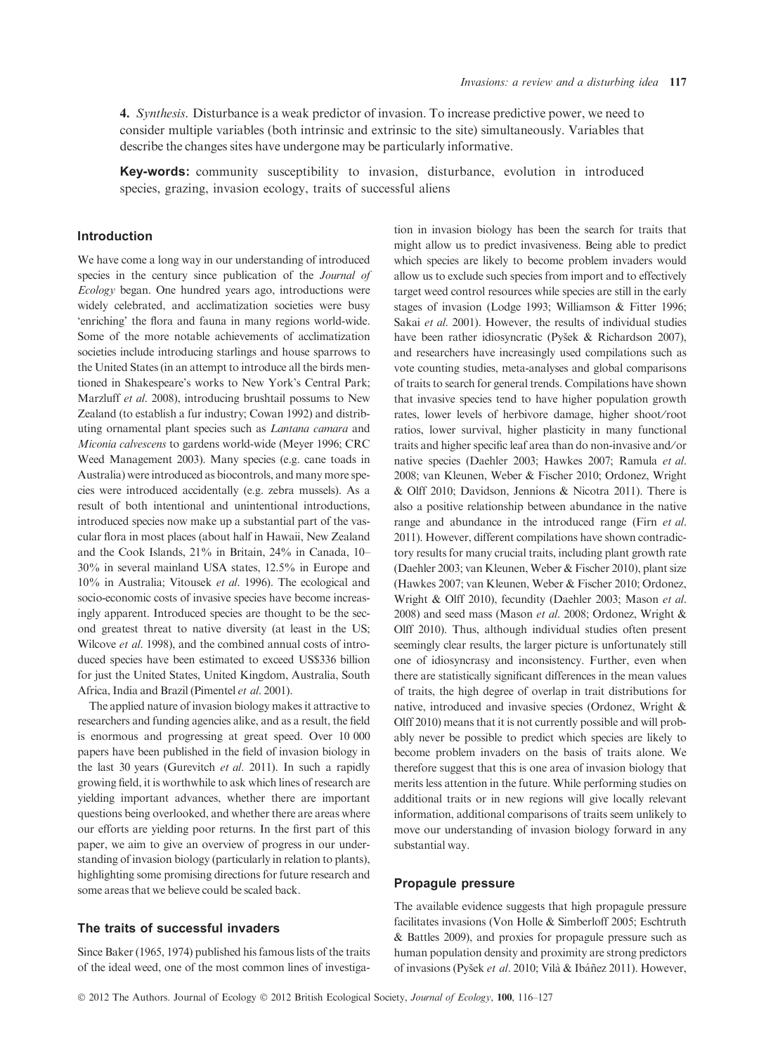**4.** *Synthesis.* Disturbance is a weak predictor of invasion. To increase predictive power, we need to consider multiple variables (both intrinsic and extrinsic to the site) simultaneously. Variables that describe the changes sites have undergone may be particularly informative.

**Key-words:** community susceptibility to invasion, disturbance, evolution in introduced species, grazing, invasion ecology, traits of successful aliens

## Introduction

We have come a long way in our understanding of introduced species in the century since publication of the *Journal of Ecology* began. One hundred years ago, introductions were widely celebrated, and acclimatization societies were busy 'enriching' the flora and fauna in many regions world-wide. Some of the more notable achievements of acclimatization societies include introducing starlings and house sparrows to the United States (in an attempt to introduce all the birds mentioned in Shakespeare's works to New York's Central Park; Marzluff *et al*. 2008), introducing brushtail possums to New Zealand (to establish a fur industry; Cowan 1992) and distributing ornamental plant species such as *Lantana camara* and *Miconia calvescens* to gardens world-wide (Meyer 1996; CRC Weed Management 2003). Many species (e.g. cane toads in Australia) were introduced as biocontrols, and many more species were introduced accidentally (e.g. zebra mussels). As a result of both intentional and unintentional introductions, introduced species now make up a substantial part of the vascular flora in most places (about half in Hawaii, New Zealand and the Cook Islands, 21% in Britain, 24% in Canada, 10–30% in several mainland USA states, 12.5% in Europe and 10% in Australia; Vitousek *et al*. 1996). The ecological and socio-economic costs of invasive species have become increasingly apparent. Introduced species are thought to be the second greatest threat to native diversity (at least in the US; Wilcove *et al*. 1998), and the combined annual costs of introduced species have been estimated to exceed US$336 billion for just the United States, United Kingdom, Australia, South Africa, India and Brazil (Pimentel *et al*. 2001).

The applied nature of invasion biology makes it attractive to researchers and funding agencies alike, and as a result, the field is enormous and progressing at great speed. Over 10 000 papers have been published in the field of invasion biology in the last 30 years (Gurevitch *et al*. 2011). In such a rapidly growing field, it is worthwhile to ask which lines of research are yielding important advances, whether there are important questions being overlooked, and whether there are areas where our efforts are yielding poor returns. In the first part of this paper, we aim to give an overview of progress in our understanding of invasion biology (particularly in relation to plants), highlighting some promising directions for future research and some areas that we believe could be scaled back.

## The traits of successful invaders

Since Baker (1965, 1974) published his famous lists of the traits of the ideal weed, one of the most common lines of investigation in invasion biology has been the search for traits that might allow us to predict invasiveness. Being able to predict which species are likely to become problem invaders would allow us to exclude such species from import and to effectively target weed control resources while species are still in the early stages of invasion (Lodge 1993; Williamson & Fitter 1996; Sakai *et al*. 2001). However, the results of individual studies have been rather idiosyncratic (Pyšek & Richardson 2007), and researchers have increasingly used compilations such as vote counting studies, meta-analyses and global comparisons of traits to search for general trends. Compilations have shown that invasive species tend to have higher population growth rates, lower levels of herbivore damage, higher shoot/root ratios, lower survival, higher plasticity in many functional traits and higher specific leaf area than do non-invasive and/or native species (Daehler 2003; Hawkes 2007; Ramula *et al*. 2008; van Kleunen, Weber & Fischer 2010; Ordonez, Wright & Olff 2010; Davidson, Jennions & Nicotra 2011). There is also a positive relationship between abundance in the native range and abundance in the introduced range (Firn *et al*. 2011). However, different compilations have shown contradictory results for many crucial traits, including plant growth rate (Daehler 2003; van Kleunen, Weber & Fischer 2010), plant size (Hawkes 2007; van Kleunen, Weber & Fischer 2010; Ordonez, Wright & Olff 2010), fecundity (Daehler 2003; Mason *et al*. 2008) and seed mass (Mason *et al*. 2008; Ordonez, Wright & Olff 2010). Thus, although individual studies often present seemingly clear results, the larger picture is unfortunately still one of idiosyncrasy and inconsistency. Further, even when there are statistically significant differences in the mean values of traits, the high degree of overlap in trait distributions for native, introduced and invasive species (Ordonez, Wright & Olff 2010) means that it is not currently possible and will probably never be possible to predict which species are likely to become problem invaders on the basis of traits alone. We therefore suggest that this is one area of invasion biology that merits less attention in the future. While performing studies on additional traits or in new regions will give locally relevant information, additional comparisons of traits seem unlikely to move our understanding of invasion biology forward in any substantial way.

## Propagule pressure

The available evidence suggests that high propagule pressure facilitates invasions (Von Holle & Simberloff 2005; Eschtruth & Battles 2009), and proxies for propagule pressure such as human population density and proximity are strong predictors of invasions (Pyšek *et al*. 2010; Vilà & Ibáñez 2011). However,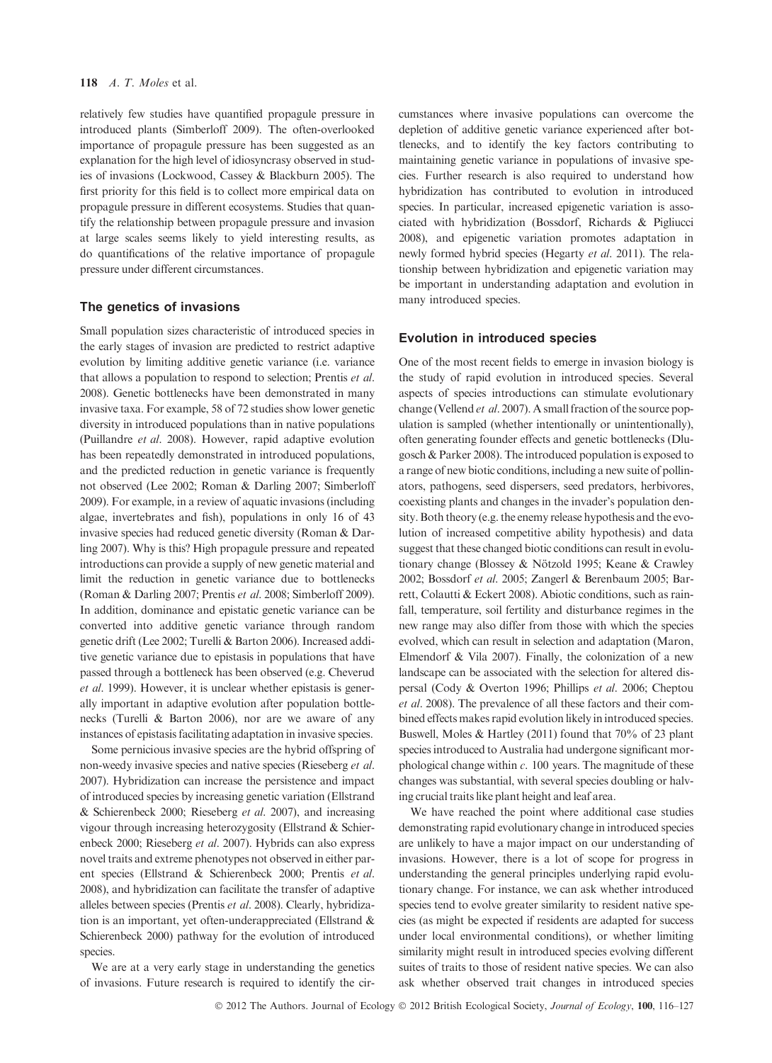relatively few studies have quantified propagule pressure in introduced plants (Simberloff 2009). The often-overlooked importance of propagule pressure has been suggested as an explanation for the high level of idiosyncrasy observed in studies of invasions (Lockwood, Cassey & Blackburn 2005). The first priority for this field is to collect more empirical data on propagule pressure in different ecosystems. Studies that quantify the relationship between propagule pressure and invasion at large scales seems likely to yield interesting results, as do quantifications of the relative importance of propagule pressure under different circumstances.

## The genetics of invasions

Small population sizes characteristic of introduced species in the early stages of invasion are predicted to restrict adaptive evolution by limiting additive genetic variance (i.e. variance that allows a population to respond to selection; Prentis *et al.* 2008). Genetic bottlenecks have been demonstrated in many invasive taxa. For example, 58 of 72 studies show lower genetic diversity in introduced populations than in native populations (Puillandre *et al.* 2008). However, rapid adaptive evolution has been repeatedly demonstrated in introduced populations, and the predicted reduction in genetic variance is frequently not observed (Lee 2002; Roman & Darling 2007; Simberloff 2009). For example, in a review of aquatic invasions (including algae, invertebrates and fish), populations in only 16 of 43 invasive species had reduced genetic diversity (Roman & Darling 2007). Why is this? High propagule pressure and repeated introductions can provide a supply of new genetic material and limit the reduction in genetic variance due to bottlenecks (Roman & Darling 2007; Prentis *et al.* 2008; Simberloff 2009). In addition, dominance and epistatic genetic variance can be converted into additive genetic variance through random genetic drift (Lee 2002; Turelli & Barton 2006). Increased additive genetic variance due to epistasis in populations that have passed through a bottleneck has been observed (e.g. Cheverud *et al.* 1999). However, it is unclear whether epistasis is generally important in adaptive evolution after population bottlenecks (Turelli & Barton 2006), nor are we aware of any instances of epistasis facilitating adaptation in invasive species.

Some pernicious invasive species are the hybrid offspring of non-weedy invasive species and native species (Rieseberg *et al.* 2007). Hybridization can increase the persistence and impact of introduced species by increasing genetic variation (Ellstrand & Schierenbeck 2000; Rieseberg *et al.* 2007), and increasing vigour through increasing heterozygosity (Ellstrand & Schierenbeck 2000; Rieseberg *et al.* 2007). Hybrids can also express novel traits and extreme phenotypes not observed in either parent species (Ellstrand & Schierenbeck 2000; Prentis *et al.* 2008), and hybridization can facilitate the transfer of adaptive alleles between species (Prentis *et al.* 2008). Clearly, hybridization is an important, yet often-underappreciated (Ellstrand & Schierenbeck 2000) pathway for the evolution of introduced species.

We are at a very early stage in understanding the genetics of invasions. Future research is required to identify the circumstances where invasive populations can overcome the depletion of additive genetic variance experienced after bottlenecks, and to identify the key factors contributing to maintaining genetic variance in populations of invasive species. Further research is also required to understand how hybridization has contributed to evolution in introduced species. In particular, increased epigenetic variation is associated with hybridization (Bossdorf, Richards & Pigliucci 2008), and epigenetic variation promotes adaptation in newly formed hybrid species (Hegarty *et al.* 2011). The relationship between hybridization and epigenetic variation may be important in understanding adaptation and evolution in many introduced species.

## Evolution in introduced species

One of the most recent fields to emerge in invasion biology is the study of rapid evolution in introduced species. Several aspects of species introductions can stimulate evolutionary change (Vellend *et al.* 2007). A small fraction of the source population is sampled (whether intentionally or unintentionally), often generating founder effects and genetic bottlenecks (Dlugosch & Parker 2008). The introduced population is exposed to a range of new biotic conditions, including a new suite of pollinators, pathogens, seed dispersers, seed predators, herbivores, coexisting plants and changes in the invader's population density. Both theory (e.g. the enemy release hypothesis and the evolution of increased competitive ability hypothesis) and data suggest that these changed biotic conditions can result in evolutionary change (Blossey & Nötzold 1995; Keane & Crawley 2002; Bossdorf *et al.* 2005; Zangerl & Berenbaum 2005; Barrett, Colautti & Eckert 2008). Abiotic conditions, such as rainfall, temperature, soil fertility and disturbance regimes in the new range may also differ from those with which the species evolved, which can result in selection and adaptation (Maron, Elmendorf & Vila 2007). Finally, the colonization of a new landscape can be associated with the selection for altered dispersal (Cody & Overton 1996; Phillips *et al.* 2006; Cheptou *et al.* 2008). The prevalence of all these factors and their combined effects makes rapid evolution likely in introduced species. Buswell, Moles & Hartley (2011) found that 70% of 23 plant species introduced to Australia had undergone significant morphological change within *c.* 100 years. The magnitude of these changes was substantial, with several species doubling or halving crucial traits like plant height and leaf area.

We have reached the point where additional case studies demonstrating rapid evolutionary change in introduced species are unlikely to have a major impact on our understanding of invasions. However, there is a lot of scope for progress in understanding the general principles underlying rapid evolutionary change. For instance, we can ask whether introduced species tend to evolve greater similarity to resident native species (as might be expected if residents are adapted for success under local environmental conditions), or whether limiting similarity might result in introduced species evolving different suites of traits to those of resident native species. We can also ask whether observed trait changes in introduced species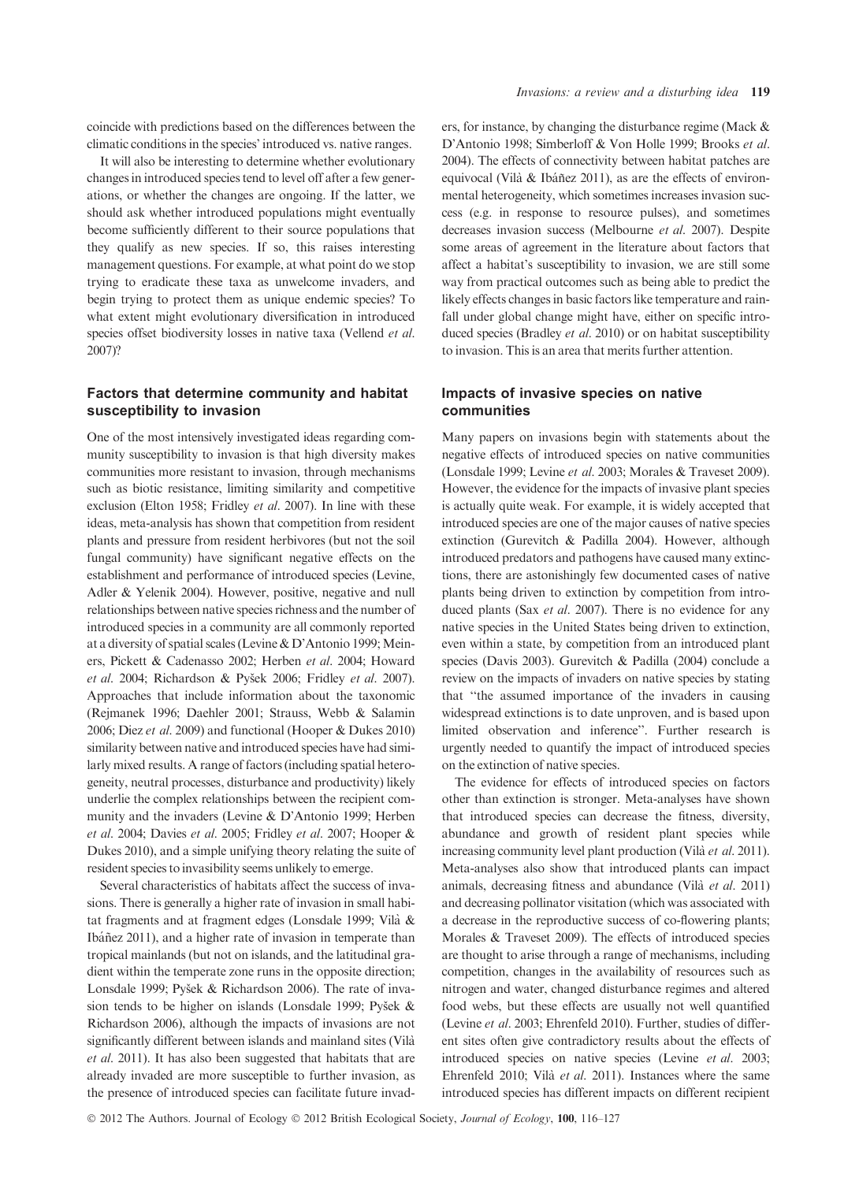coincide with predictions based on the differences between the climatic conditions in the species' introduced vs. native ranges.

It will also be interesting to determine whether evolutionary changes in introduced species tend to level off after a few generations, or whether the changes are ongoing. If the latter, we should ask whether introduced populations might eventually become sufficiently different to their source populations that they qualify as new species. If so, this raises interesting management questions. For example, at what point do we stop trying to eradicate these taxa as unwelcome invaders, and begin trying to protect them as unique endemic species? To what extent might evolutionary diversification in introduced species offset biodiversity losses in native taxa (Vellend *et al.* 2007)?

## Factors that determine community and habitat susceptibility to invasion

One of the most intensively investigated ideas regarding community susceptibility to invasion is that high diversity makes communities more resistant to invasion, through mechanisms such as biotic resistance, limiting similarity and competitive exclusion (Elton 1958; Fridley *et al.* 2007). In line with these ideas, meta-analysis has shown that competition from resident plants and pressure from resident herbivores (but not the soil fungal community) have significant negative effects on the establishment and performance of introduced species (Levine, Adler & Yelenik 2004). However, positive, negative and null relationships between native species richness and the number of introduced species in a community are all commonly reported at a diversity of spatial scales (Levine & D'Antonio 1999; Meiners, Pickett & Cadenasso 2002; Herben *et al.* 2004; Howard *et al.* 2004; Richardson & Pyšek 2006; Fridley *et al.* 2007). Approaches that include information about the taxonomic (Rejmanek 1996; Daehler 2001; Strauss, Webb & Salamin 2006; Diez *et al.* 2009) and functional (Hooper & Dukes 2010) similarity between native and introduced species have had similarly mixed results. A range of factors (including spatial heterogeneity, neutral processes, disturbance and productivity) likely underlie the complex relationships between the recipient community and the invaders (Levine & D'Antonio 1999; Herben *et al.* 2004; Davies *et al.* 2005; Fridley *et al.* 2007; Hooper & Dukes 2010), and a simple unifying theory relating the suite of resident species to invasibility seems unlikely to emerge.

Several characteristics of habitats affect the success of invasions. There is generally a higher rate of invasion in small habitat fragments and at fragment edges (Lonsdale 1999; Vilà & Ibáñez 2011), and a higher rate of invasion in temperate than tropical mainlands (but not on islands, and the latitudinal gradient within the temperate zone runs in the opposite direction; Lonsdale 1999; Pyšek & Richardson 2006). The rate of invasion tends to be higher on islands (Lonsdale 1999; Pyšek & Richardson 2006), although the impacts of invasions are not significantly different between islands and mainland sites (Vilà *et al.* 2011). It has also been suggested that habitats that are already invaded are more susceptible to further invasion, as the presence of introduced species can facilitate future invaders, for instance, by changing the disturbance regime (Mack & D'Antonio 1998; Simberloff & Von Holle 1999; Brooks *et al.* 2004). The effects of connectivity between habitat patches are equivocal (Vilà & Ibáñez 2011), as are the effects of environmental heterogeneity, which sometimes increases invasion success (e.g. in response to resource pulses), and sometimes decreases invasion success (Melbourne *et al.* 2007). Despite some areas of agreement in the literature about factors that affect a habitat's susceptibility to invasion, we are still some way from practical outcomes such as being able to predict the likely effects changes in basic factors like temperature and rainfall under global change might have, either on specific introduced species (Bradley *et al.* 2010) or on habitat susceptibility to invasion. This is an area that merits further attention.

## Impacts of invasive species on native communities

Many papers on invasions begin with statements about the negative effects of introduced species on native communities (Lonsdale 1999; Levine *et al.* 2003; Morales & Traveset 2009). However, the evidence for the impacts of invasive plant species is actually quite weak. For example, it is widely accepted that introduced species are one of the major causes of native species extinction (Gurevitch & Padilla 2004). However, although introduced predators and pathogens have caused many extinctions, there are astonishingly few documented cases of native plants being driven to extinction by competition from introduced plants (Sax *et al.* 2007). There is no evidence for any native species in the United States being driven to extinction, even within a state, by competition from an introduced plant species (Davis 2003). Gurevitch & Padilla (2004) conclude a review on the impacts of invaders on native species by stating that "the assumed importance of the invaders in causing widespread extinctions is to date unproven, and is based upon limited observation and inference". Further research is urgently needed to quantify the impact of introduced species on the extinction of native species.

The evidence for effects of introduced species on factors other than extinction is stronger. Meta-analyses have shown that introduced species can decrease the fitness, diversity, abundance and growth of resident plant species while increasing community level plant production (Vilà *et al.* 2011). Meta-analyses also show that introduced plants can impact animals, decreasing fitness and abundance (Vilà *et al.* 2011) and decreasing pollinator visitation (which was associated with a decrease in the reproductive success of co-flowering plants; Morales & Traveset 2009). The effects of introduced species are thought to arise through a range of mechanisms, including competition, changes in the availability of resources such as nitrogen and water, changed disturbance regimes and altered food webs, but these effects are usually not well quantified (Levine *et al.* 2003; Ehrenfeld 2010). Further, studies of different sites often give contradictory results about the effects of introduced species on native species (Levine *et al.* 2003; Ehrenfeld 2010; Vilà *et al.* 2011). Instances where the same introduced species has different impacts on different recipient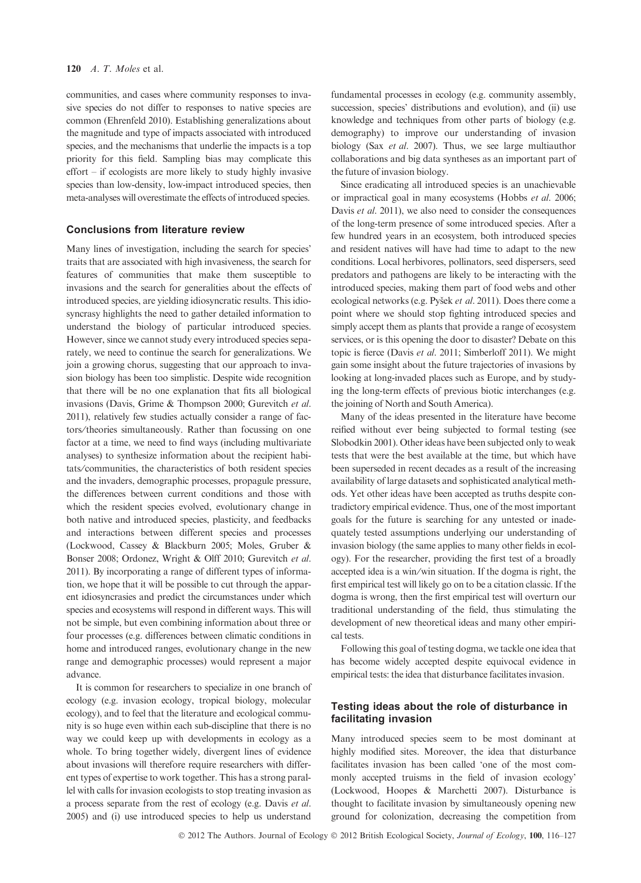communities, and cases where community responses to invasive species do not differ to responses to native species are common (Ehrenfeld 2010). Establishing generalizations about the magnitude and type of impacts associated with introduced species, and the mechanisms that underlie the impacts is a top priority for this field. Sampling bias may complicate this effort – if ecologists are more likely to study highly invasive species than low-density, low-impact introduced species, then meta-analyses will overestimate the effects of introduced species.

## Conclusions from literature review

Many lines of investigation, including the search for species' traits that are associated with high invasiveness, the search for features of communities that make them susceptible to invasions and the search for generalities about the effects of introduced species, are yielding idiosyncratic results. This idiosyncrasy highlights the need to gather detailed information to understand the biology of particular introduced species. However, since we cannot study every introduced species separately, we need to continue the search for generalizations. We join a growing chorus, suggesting that our approach to invasion biology has been too simplistic. Despite wide recognition that there will be no one explanation that fits all biological invasions (Davis, Grime & Thompson 2000; Gurevitch *et al.* 2011), relatively few studies actually consider a range of factors/theories simultaneously. Rather than focussing on one factor at a time, we need to find ways (including multivariate analyses) to synthesize information about the recipient habitats/communities, the characteristics of both resident species and the invaders, demographic processes, propagule pressure, the differences between current conditions and those with which the resident species evolved, evolutionary change in both native and introduced species, plasticity, and feedbacks and interactions between different species and processes (Lockwood, Cassey & Blackburn 2005; Moles, Gruber & Bonser 2008; Ordonez, Wright & Olff 2010; Gurevitch *et al.* 2011). By incorporating a range of different types of information, we hope that it will be possible to cut through the apparent idiosyncrasies and predict the circumstances under which species and ecosystems will respond in different ways. This will not be simple, but even combining information about three or four processes (e.g. differences between climatic conditions in home and introduced ranges, evolutionary change in the new range and demographic processes) would represent a major advance.

It is common for researchers to specialize in one branch of ecology (e.g. invasion ecology, tropical biology, molecular ecology), and to feel that the literature and ecological community is so huge even within each sub-discipline that there is no way we could keep up with developments in ecology as a whole. To bring together widely, divergent lines of evidence about invasions will therefore require researchers with different types of expertise to work together. This has a strong parallel with calls for invasion ecologists to stop treating invasion as a process separate from the rest of ecology (e.g. Davis *et al.* 2005) and (i) use introduced species to help us understand fundamental processes in ecology (e.g. community assembly, succession, species' distributions and evolution), and (ii) use knowledge and techniques from other parts of biology (e.g. demography) to improve our understanding of invasion biology (Sax *et al.* 2007). Thus, we see large multiauthor collaborations and big data syntheses as an important part of the future of invasion biology.

Since eradicating all introduced species is an unachievable or impractical goal in many ecosystems (Hobbs *et al.* 2006; Davis *et al.* 2011), we also need to consider the consequences of the long-term presence of some introduced species. After a few hundred years in an ecosystem, both introduced species and resident natives will have had time to adapt to the new conditions. Local herbivores, pollinators, seed dispersers, seed predators and pathogens are likely to be interacting with the introduced species, making them part of food webs and other ecological networks (e.g. Pyšek *et al.* 2011). Does there come a point where we should stop fighting introduced species and simply accept them as plants that provide a range of ecosystem services, or is this opening the door to disaster? Debate on this topic is fierce (Davis *et al.* 2011; Simberloff 2011). We might gain some insight about the future trajectories of invasions by looking at long-invaded places such as Europe, and by studying the long-term effects of previous biotic interchanges (e.g. the joining of North and South America).

Many of the ideas presented in the literature have become reified without ever being subjected to formal testing (see Slobodkin 2001). Other ideas have been subjected only to weak tests that were the best available at the time, but which have been superseded in recent decades as a result of the increasing availability of large datasets and sophisticated analytical methods. Yet other ideas have been accepted as truths despite contradictory empirical evidence. Thus, one of the most important goals for the future is searching for any untested or inadequately tested assumptions underlying our understanding of invasion biology (the same applies to many other fields in ecology). For the researcher, providing the first test of a broadly accepted idea is a win/win situation. If the dogma is right, the first empirical test will likely go on to be a citation classic. If the dogma is wrong, then the first empirical test will overturn our traditional understanding of the field, thus stimulating the development of new theoretical ideas and many other empirical tests.

Following this goal of testing dogma, we tackle one idea that has become widely accepted despite equivocal evidence in empirical tests: the idea that disturbance facilitates invasion.

## Testing ideas about the role of disturbance in facilitating invasion

Many introduced species seem to be most dominant at highly modified sites. Moreover, the idea that disturbance facilitates invasion has been called 'one of the most commonly accepted truisms in the field of invasion ecology' (Lockwood, Hoopes & Marchetti 2007). Disturbance is thought to facilitate invasion by simultaneously opening new ground for colonization, decreasing the competition from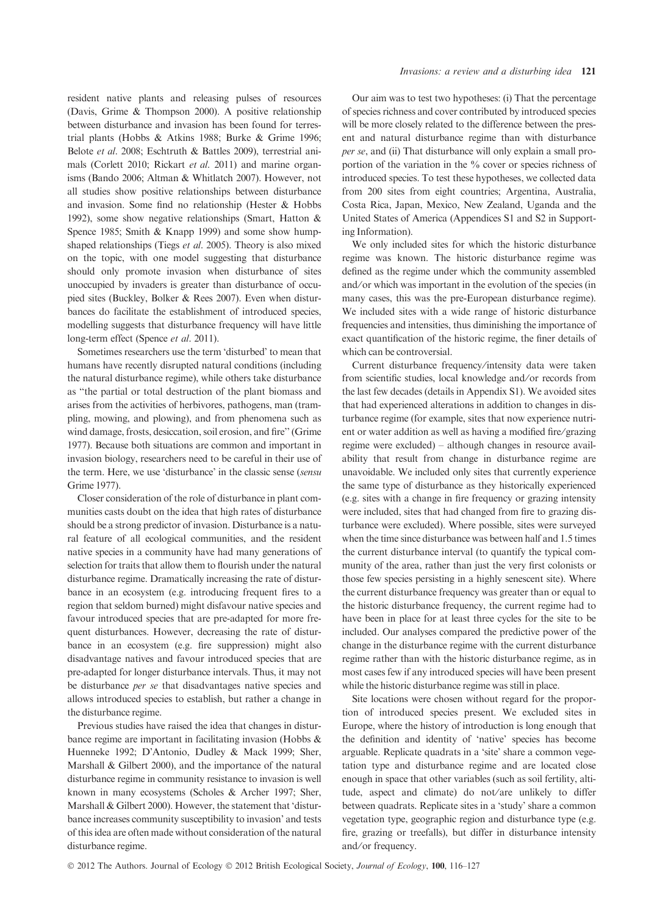resident native plants and releasing pulses of resources (Davis, Grime & Thompson 2000). A positive relationship between disturbance and invasion has been found for terrestrial plants (Hobbs & Atkins 1988; Burke & Grime 1996; Belote *et al*. 2008; Eschtruth & Battles 2009), terrestrial animals (Corlett 2010; Rickart *et al*. 2011) and marine organisms (Bando 2006; Altman & Whitlatch 2007). However, not all studies show positive relationships between disturbance and invasion. Some find no relationship (Hester & Hobbs 1992), some show negative relationships (Smart, Hatton & Spence 1985; Smith & Knapp 1999) and some show hump-shaped relationships (Tiegs *et al*. 2005). Theory is also mixed on the topic, with one model suggesting that disturbance should only promote invasion when disturbance of sites unoccupied by invaders is greater than disturbance of occupied sites (Buckley, Bolker & Rees 2007). Even when disturbances do facilitate the establishment of introduced species, modelling suggests that disturbance frequency will have little long-term effect (Spence *et al*. 2011).

Sometimes researchers use the term 'disturbed' to mean that humans have recently disrupted natural conditions (including the natural disturbance regime), while others take disturbance as "the partial or total destruction of the plant biomass and arises from the activities of herbivores, pathogens, man (trampling, mowing, and plowing), and from phenomena such as wind damage, frosts, desiccation, soil erosion, and fire" (Grime 1977). Because both situations are common and important in invasion biology, researchers need to be careful in their use of the term. Here, we use 'disturbance' in the classic sense (*sensu* Grime 1977).

Closer consideration of the role of disturbance in plant communities casts doubt on the idea that high rates of disturbance should be a strong predictor of invasion. Disturbance is a natural feature of all ecological communities, and the resident native species in a community have had many generations of selection for traits that allow them to flourish under the natural disturbance regime. Dramatically increasing the rate of disturbance in an ecosystem (e.g. introducing frequent fires to a region that seldom burned) might disfavour native species and favour introduced species that are pre-adapted for more frequent disturbances. However, decreasing the rate of disturbance in an ecosystem (e.g. fire suppression) might also disadvantage natives and favour introduced species that are pre-adapted for longer disturbance intervals. Thus, it may not be disturbance *per se* that disadvantages native species and allows introduced species to establish, but rather a change in the disturbance regime.

Previous studies have raised the idea that changes in disturbance regime are important in facilitating invasion (Hobbs & Huenneke 1992; D'Antonio, Dudley & Mack 1999; Sher, Marshall & Gilbert 2000), and the importance of the natural disturbance regime in community resistance to invasion is well known in many ecosystems (Scholes & Archer 1997; Sher, Marshall & Gilbert 2000). However, the statement that 'disturbance increases community susceptibility to invasion' and tests of this idea are often made without consideration of the natural disturbance regime.

Our aim was to test two hypotheses: (i) That the percentage of species richness and cover contributed by introduced species will be more closely related to the difference between the present and natural disturbance regime than with disturbance *per se*, and (ii) That disturbance will only explain a small proportion of the variation in the % cover or species richness of introduced species. To test these hypotheses, we collected data from 200 sites from eight countries; Argentina, Australia, Costa Rica, Japan, Mexico, New Zealand, Uganda and the United States of America (Appendices S1 and S2 in Supporting Information).

We only included sites for which the historic disturbance regime was known. The historic disturbance regime was defined as the regime under which the community assembled and/or which was important in the evolution of the species (in many cases, this was the pre-European disturbance regime). We included sites with a wide range of historic disturbance frequencies and intensities, thus diminishing the importance of exact quantification of the historic regime, the finer details of which can be controversial.

Current disturbance frequency/intensity data were taken from scientific studies, local knowledge and/or records from the last few decades (details in Appendix S1). We avoided sites that had experienced alterations in addition to changes in disturbance regime (for example, sites that now experience nutrient or water addition as well as having a modified fire/grazing regime were excluded) – although changes in resource availability that result from change in disturbance regime are unavoidable. We included only sites that currently experience the same type of disturbance as they historically experienced (e.g. sites with a change in fire frequency or grazing intensity were included, sites that had changed from fire to grazing disturbance were excluded). Where possible, sites were surveyed when the time since disturbance was between half and 1.5 times the current disturbance interval (to quantify the typical community of the area, rather than just the very first colonists or those few species persisting in a highly senescent site). Where the current disturbance frequency was greater than or equal to the historic disturbance frequency, the current regime had to have been in place for at least three cycles for the site to be included. Our analyses compared the predictive power of the change in the disturbance regime with the current disturbance regime rather than with the historic disturbance regime, as in most cases few if any introduced species will have been present while the historic disturbance regime was still in place.

Site locations were chosen without regard for the proportion of introduced species present. We excluded sites in Europe, where the history of introduction is long enough that the definition and identity of 'native' species has become arguable. Replicate quadrats in a 'site' share a common vegetation type and disturbance regime and are located close enough in space that other variables (such as soil fertility, altitude, aspect and climate) do not/are unlikely to differ between quadrats. Replicate sites in a 'study' share a common vegetation type, geographic region and disturbance type (e.g. fire, grazing or treefalls), but differ in disturbance intensity and/or frequency.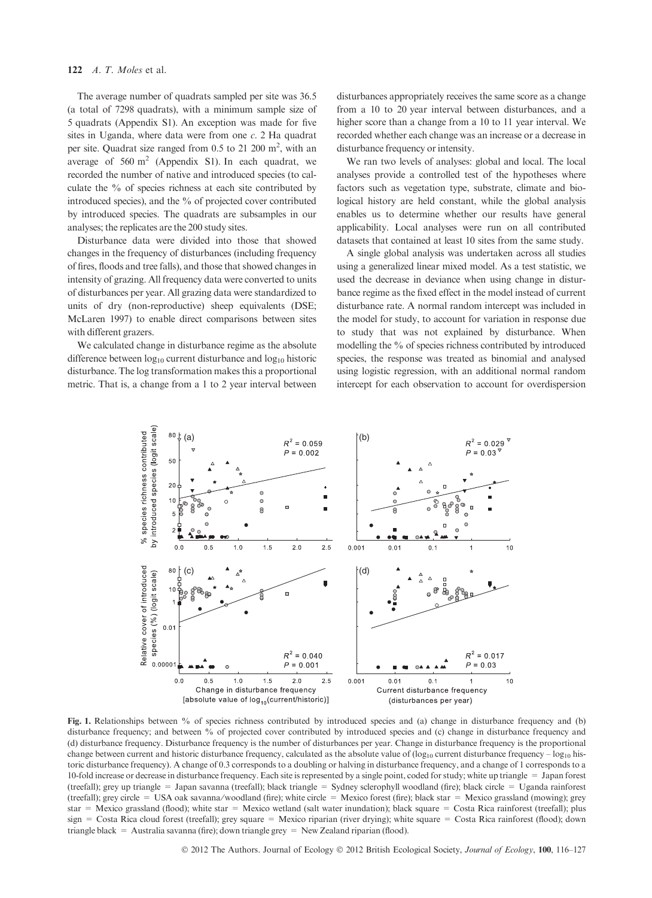The average number of quadrats sampled per site was 36.5 (a total of 7298 quadrats), with a minimum sample size of 5 quadrats (Appendix S1). An exception was made for five sites in Uganda, where data were from one *c.* 2 Ha quadrat per site. Quadrat size ranged from 0.5 to 21 200 m$^2$, with an average of 560 m$^2$ (Appendix S1). In each quadrat, we recorded the number of native and introduced species (to calculate the % of species richness at each site contributed by introduced species), and the % of projected cover contributed by introduced species. The quadrats are subsamples in our analyses; the replicates are the 200 study sites.

Disturbance data were divided into those that showed changes in the frequency of disturbances (including frequency of fires, floods and tree falls), and those that showed changes in intensity of grazing. All frequency data were converted to units of disturbances per year. All grazing data were standardized to units of dry (non-reproductive) sheep equivalents (DSE; McLaren 1997) to enable direct comparisons between sites with different grazers.

We calculated change in disturbance regime as the absolute difference between $\log_{10}$ current disturbance and $\log_{10}$ historic disturbance. The log transformation makes this a proportional metric. That is, a change from a 1 to 2 year interval between disturbances appropriately receives the same score as a change from a 10 to 20 year interval between disturbances, and a higher score than a change from a 10 to 11 year interval. We recorded whether each change was an increase or a decrease in disturbance frequency or intensity.

We ran two levels of analyses: global and local. The local analyses provide a controlled test of the hypotheses where factors such as vegetation type, substrate, climate and biological history are held constant, while the global analysis enables us to determine whether our results have general applicability. Local analyses were run on all contributed datasets that contained at least 10 sites from the same study.

A single global analysis was undertaken across all studies using a generalized linear mixed model. As a test statistic, we used the decrease in deviance when using change in disturbance regime as the fixed effect in the model instead of current disturbance rate. A normal random intercept was included in the model for study, to account for variation in response due to study that was not explained by disturbance. When modelling the % of species richness contributed by introduced species, the response was treated as binomial and analysed using logistic regression, with an additional normal random intercept for each observation to account for overdispersion

(a) $R^2 = 0.059$ $P = 0.002$

(b) $R^2 = 0.029$ $P = 0.03$

(c) $R^2 = 0.040$ $P = 0.001$

(d) $R^2 = 0.017$ $P = 0.03$

% species richness contributed by introduced species (logit scale)

Relative cover of introduced species (%) (logit scale)

Change in disturbance frequency [absolute value of $\log_{10}$(current/historic)]

Current disturbance frequency (disturbances per year)

**Fig. 1.** Relationships between % of species richness contributed by introduced species and (a) change in disturbance frequency and (b) disturbance frequency; and between % of projected cover contributed by introduced species and (c) change in disturbance frequency and (d) disturbance frequency. Disturbance frequency is the number of disturbances per year. Change in disturbance frequency is the proportional change between current and historic disturbance frequency, calculated as the absolute value of ($\log_{10}$ current disturbance frequency – $\log_{10}$ historic disturbance frequency). A change of 0.3 corresponds to a doubling or halving in disturbance frequency, and a change of 1 corresponds to a 10-fold increase or decrease in disturbance frequency. Each site is represented by a single point, coded for study; white up triangle = Japan forest (treefall); grey up triangle = Japan savanna (treefall); black triangle = Sydney sclerophyll woodland (fire); black circle = Uganda rainforest (treefall); grey circle = USA oak savanna/woodland (fire); white circle = Mexico forest (fire); black star = Mexico grassland (mowing); grey star = Mexico grassland (flood); white star = Mexico wetland (salt water inundation); black square = Costa Rica rainforest (treefall); plus sign = Costa Rica cloud forest (treefall); grey square = Mexico riparian (river drying); white square = Costa Rica rainforest (flood); down triangle black = Australia savanna (fire); down triangle grey = New Zealand riparian (flood).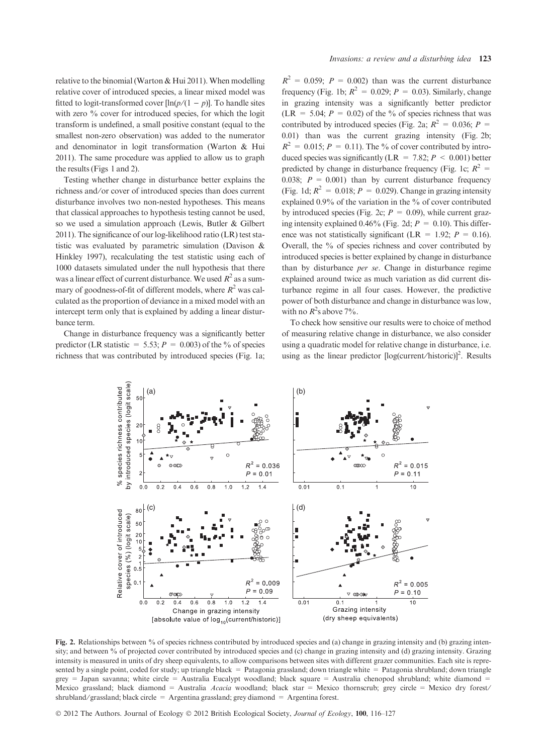relative to the binomial (Warton & Hui 2011). When modelling relative cover of introduced species, a linear mixed model was fitted to logit-transformed cover [$\ln(p/(1-p))$]. To handle sites with zero % cover for introduced species, for which the logit transform is undefined, a small positive constant (equal to the smallest non-zero observation) was added to the numerator and denominator in logit transformation (Warton & Hui 2011). The same procedure was applied to allow us to graph the results (Figs 1 and 2).

Testing whether change in disturbance better explains the richness and/or cover of introduced species than does current disturbance involves two non-nested hypotheses. This means that classical approaches to hypothesis testing cannot be used, so we used a simulation approach (Lewis, Butler & Gilbert 2011). The significance of our log-likelihood ratio (LR) test statistic was evaluated by parametric simulation (Davison & Hinkley 1997), recalculating the test statistic using each of 1000 datasets simulated under the null hypothesis that there was a linear effect of current disturbance. We used $R^2$ as a summary of goodness-of-fit of different models, where $R^2$ was calculated as the proportion of deviance in a mixed model with an intercept term only that is explained by adding a linear disturbance term.

Change in disturbance frequency was a significantly better predictor (LR statistic = 5.53; $P = 0.003$) of the % of species richness that was contributed by introduced species (Fig. 1a; $R^2 = 0.059$; $P = 0.002$) than was the current disturbance frequency (Fig. 1b; $R^2 = 0.029$; $P = 0.03$). Similarly, change in grazing intensity was a significantly better predictor (LR = 5.04; $P = 0.02$) of the % of species richness that was contributed by introduced species (Fig. 2a; $R^2 = 0.036$; $P = 0.01$) than was the current grazing intensity (Fig. 2b; $R^2 = 0.015$; $P = 0.11$). The % of cover contributed by introduced species was significantly (LR = 7.82; $P < 0.001$) better predicted by change in disturbance frequency (Fig. 1c; $R^2 = 0.038$; $P = 0.001$) than by current disturbance frequency (Fig. 1d; $R^2 = 0.018$; $P = 0.029$). Change in grazing intensity explained 0.9% of the variation in the % of cover contributed by introduced species (Fig. 2c; $P = 0.09$), while current grazing intensity explained 0.46% (Fig. 2d; $P = 0.10$). This difference was not statistically significant (LR = 1.92; $P = 0.16$). Overall, the % of species richness and cover contributed by introduced species is better explained by change in disturbance than by disturbance *per se*. Change in disturbance regime explained around twice as much variation as did current disturbance regime in all four cases. However, the predictive power of both disturbance and change in disturbance was low, with no $R^2$s above 7%.

To check how sensitive our results were to choice of method of measuring relative change in disturbance, we also consider using a quadratic model for relative change in disturbance, i.e. using as the linear predictor [log(current/historic)]$^2$. Results

**Fig. 2.** Relationships between % of species richness contributed by introduced species and (a) change in grazing intensity and (b) grazing intensity; and between % of projected cover contributed by introduced species and (c) change in grazing intensity and (d) grazing intensity. Grazing intensity is measured in units of dry sheep equivalents, to allow comparisons between sites with different grazer communities. Each site is represented by a single point, coded for study; up triangle black = Patagonia grassland; down triangle white = Patagonia shrubland; down triangle grey = Japan savanna; white circle = Australia Eucalypt woodland; black square = Australia chenopod shrubland; white diamond = Mexico grassland; black diamond = Australia *Acacia* woodland; black star = Mexico thornscrub; grey circle = Mexico dry forest/shrubland/grassland; black circle = Argentina grassland; grey diamond = Argentina forest.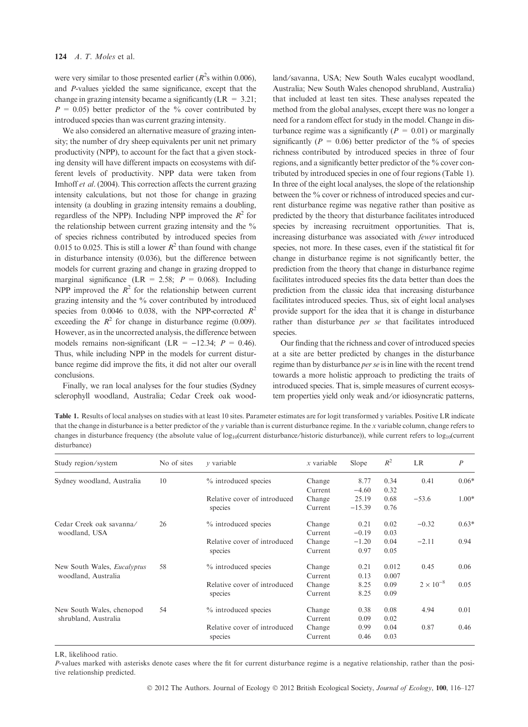were very similar to those presented earlier ($R^2$s within 0.006), and P-values yielded the same significance, except that the change in grazing intensity became a significantly (LR = 3.21; $P = 0.05$) better predictor of the % cover contributed by introduced species than was current grazing intensity.

We also considered an alternative measure of grazing intensity; the number of dry sheep equivalents per unit net primary productivity (NPP), to account for the fact that a given stocking density will have different impacts on ecosystems with different levels of productivity. NPP data were taken from Imhoff *et al.* (2004). This correction affects the current grazing intensity calculations, but not those for change in grazing intensity (a doubling in grazing intensity remains a doubling, regardless of the NPP). Including NPP improved the $R^2$ for the relationship between current grazing intensity and the % of species richness contributed by introduced species from 0.015 to 0.025. This is still a lower $R^2$ than found with change in disturbance intensity (0.036), but the difference between models for current grazing and change in grazing dropped to marginal significance (LR = 2.58; $P = 0.068$). Including NPP improved the $R^2$ for the relationship between current grazing intensity and the % cover contributed by introduced species from 0.0046 to 0.038, with the NPP-corrected $R^2$ exceeding the $R^2$ for change in disturbance regime (0.009). However, as in the uncorrected analysis, the difference between models remains non-significant (LR = −12.34; $P = 0.46$). Thus, while including NPP in the models for current disturbance regime did improve the fits, it did not alter our overall conclusions.

Finally, we ran local analyses for the four studies (Sydney sclerophyll woodland, Australia; Cedar Creek oak woodland/savanna, USA; New South Wales eucalypt woodland, Australia; New South Wales chenopod shrubland, Australia) that included at least ten sites. These analyses repeated the method from the global analyses, except there was no longer a need for a random effect for study in the model. Change in disturbance regime was a significantly ($P = 0.01$) or marginally significantly ($P = 0.06$) better predictor of the % of species richness contributed by introduced species in three of four regions, and a significantly better predictor of the % cover contributed by introduced species in one of four regions (Table 1). In three of the eight local analyses, the slope of the relationship between the % cover or richness of introduced species and current disturbance regime was negative rather than positive as predicted by the theory that disturbance facilitates introduced species by increasing recruitment opportunities. That is, increasing disturbance was associated with *fewer* introduced species, not more. In these cases, even if the statistical fit for change in disturbance regime is not significantly better, the prediction from the theory that change in disturbance regime facilitates introduced species fits the data better than does the prediction from the classic idea that increasing disturbance facilitates introduced species. Thus, six of eight local analyses provide support for the idea that it is change in disturbance rather than disturbance *per se* that facilitates introduced species.

Our finding that the richness and cover of introduced species at a site are better predicted by changes in the disturbance regime than by disturbance *per se* is in line with the recent trend towards a more holistic approach to predicting the traits of introduced species. That is, simple measures of current ecosystem properties yield only weak and/or idiosyncratic patterns,

**Table 1.** Results of local analyses on studies with at least 10 sites. Parameter estimates are for logit transformed y variables. Positive LR indicate that the change in disturbance is a better predictor of the *y* variable than is current disturbance regime. In the *x* variable column, change refers to changes in disturbance frequency (the absolute value of $\log_{10}$(current disturbance/historic disturbance)), while current refers to $\log_{10}$(current disturbance)

| Study region/system | No of sites | *y* variable | *x* variable | Slope | $R^2$ | LR | *P* |
|---|---|---|---|---|---|---|---|
| Sydney woodland, Australia | 10 | % introduced species | Change | 8.77 | 0.34 | 0.41 | 0.06* |
| | | | Current | −4.60 | 0.32 | | |
| | | Relative cover of introduced species | Change | 25.19 | 0.68 | −53.6 | 1.00* |
| | | | Current | −15.39 | 0.76 | | |
| Cedar Creek oak savanna/woodland, USA | 26 | % introduced species | Change | 0.21 | 0.02 | −0.32 | 0.63* |
| | | | Current | −0.19 | 0.03 | | |
| | | Relative cover of introduced species | Change | −1.20 | 0.04 | −2.11 | 0.94 |
| | | | Current | 0.97 | 0.05 | | |
| New South Wales, *Eucalyptus* woodland, Australia | 58 | % introduced species | Change | 0.21 | 0.012 | 0.45 | 0.06 |
| | | | Current | 0.13 | 0.007 | | |
| | | Relative cover of introduced species | Change | 8.25 | 0.09 | $2 \times 10^{-8}$ | 0.05 |
| | | | Current | 8.25 | 0.09 | | |
| New South Wales, chenopod shrubland, Australia | 54 | % introduced species | Change | 0.38 | 0.08 | 4.94 | 0.01 |
| | | | Current | 0.09 | 0.02 | | |
| | | Relative cover of introduced species | Change | 0.99 | 0.04 | 0.87 | 0.46 |
| | | | Current | 0.46 | 0.03 | | |

LR, likelihood ratio.

*P*-values marked with asterisks denote cases where the fit for current disturbance regime is a negative relationship, rather than the positive relationship predicted.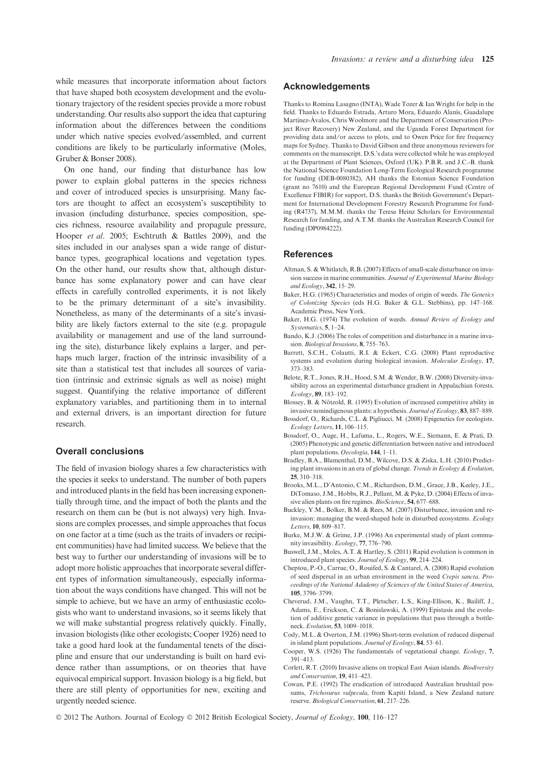while measures that incorporate information about factors that have shaped both ecosystem development and the evolutionary trajectory of the resident species provide a more robust understanding. Our results also support the idea that capturing information about the differences between the conditions under which native species evolved/assembled, and current conditions are likely to be particularly informative (Moles, Gruber & Bonser 2008).

On one hand, our finding that disturbance has low power to explain global patterns in the species richness and cover of introduced species is unsurprising. Many factors are thought to affect an ecosystem's susceptibility to invasion (including disturbance, species composition, species richness, resource availability and propagule pressure, Hooper *et al*. 2005; Eschtruth & Battles 2009), and the sites included in our analyses span a wide range of disturbance types, geographical locations and vegetation types. On the other hand, our results show that, although disturbance has some explanatory power and can have clear effects in carefully controlled experiments, it is not likely to be the primary determinant of a site's invasibility. Nonetheless, as many of the determinants of a site's invasibility are likely factors external to the site (e.g. propagule availability or management and use of the land surrounding the site), disturbance likely explains a larger, and perhaps much larger, fraction of the intrinsic invasibility of a site than a statistical test that includes all sources of variation (intrinsic and extrinsic signals as well as noise) might suggest. Quantifying the relative importance of different explanatory variables, and partitioning them in to internal and external drivers, is an important direction for future research.

## Overall conclusions

The field of invasion biology shares a few characteristics with the species it seeks to understand. The number of both papers and introduced plants in the field has been increasing exponentially through time, and the impact of both the plants and the research on them can be (but is not always) very high. Invasions are complex processes, and simple approaches that focus on one factor at a time (such as the traits of invaders or recipient communities) have had limited success. We believe that the best way to further our understanding of invasions will be to adopt more holistic approaches that incorporate several different types of information simultaneously, especially information about the ways conditions have changed. This will not be simple to achieve, but we have an army of enthusiastic ecologists who want to understand invasions, so it seems likely that we will make substantial progress relatively quickly. Finally, invasion biologists (like other ecologists; Cooper 1926) need to take a good hard look at the fundamental tenets of the discipline and ensure that our understanding is built on hard evidence rather than assumptions, or on theories that have equivocal empirical support. Invasion biology is a big field, but there are still plenty of opportunities for new, exciting and urgently needed science.

## Acknowledgements

Thanks to Romina Lasagno (INTA), Wade Tozer & Ian Wright for help in the field. Thanks to Eduardo Estrada, Arturo Mora, Eduardo Alanís, Guadalupe Martínez-Ávalos, Chris Woolmore and the Department of Conservation (Project River Recovery) New Zealand, and the Uganda Forest Department for providing data and/or access to plots, and to Owen Price for fire frequency maps for Sydney. Thanks to David Gibson and three anonymous reviewers for comments on the manuscript. D.S.'s data were collected while he was employed at the Department of Plant Sciences, Oxford (UK). P.B.R. and J.C.-B. thank the National Science Foundation Long-Term Ecological Research programme for funding (DEB-0080382), AH thanks the Estonian Science Foundation (grant no 7610) and the European Regional Development Fund (Centre of Excellence FIBIR) for support, D.S. thanks the British Government's Department for International Development Forestry Research Programme for funding (R4737), M.M.M. thanks the Teresa Heinz Scholars for Environmental Research for funding, and A.T.M. thanks the Australian Research Council for funding (DP0984222).

## References

Altman, S. & Whitlatch, R.B. (2007) Effects of small-scale disturbance on invasion success in marine communities. *Journal of Experimental Marine Biology and Ecology*, **342**, 15–29.

Baker, H.G. (1965) Characteristics and modes of origin of weeds. *The Genetics of Colonizing Species* (eds H.G. Baker & G.L. Stebbins), pp. 147–168. Academic Press, New York.

Baker, H.G. (1974) The evolution of weeds. *Annual Review of Ecology and Systematics*, **5**, 1–24.

Bando, K.J. (2006) The roles of competition and disturbance in a marine invasion. *Biological Invasions*, **8**, 755–763.

Barrett, S.C.H., Colautti, R.I. & Eckert, C.G. (2008) Plant reproductive systems and evolution during biological invasion. *Molecular Ecology*, **17**, 373–383.

Belote, R.T., Jones, R.H., Hood, S.M. & Wender, B.W. (2008) Diversity-invasibility across an experimental disturbance gradient in Appalachian forests. *Ecology*, **89**, 183–192.

Blossey, B. & Nötzold, R. (1995) Evolution of increased competitive ability in invasive nonindigenous plants: a hypothesis. *Journal of Ecology*, **83**, 887–889.

Bossdorf, O., Richards, C.L. & Pigliucci, M. (2008) Epigenetics for ecologists. *Ecology Letters*, **11**, 106–115.

Bossdorf, O., Auge, H., Lafuma, L., Rogers, W.E., Siemann, E. & Prati, D. (2005) Phenotypic and genetic differentiation between native and introduced plant populations. *Oecologia*, **144**, 1–11.

Bradley, B.A., Blumenthal, D.M., Wilcove, D.S. & Ziska, L.H. (2010) Predicting plant invasions in an era of global change. *Trends in Ecology & Evolution*, **25**, 310–318.

Brooks, M.L., D'Antonio, C.M., Richardson, D.M., Grace, J.B., Keeley, J.E., DiTomaso, J.M., Hobbs, R.J., Pellant, M. & Pyke, D. (2004) Effects of invasive alien plants on fire regimes. *BioScience*, **54**, 677–688.

Buckley, Y.M., Bolker, B.M. & Rees, M. (2007) Disturbance, invasion and re-invasion: managing the weed-shaped hole in disturbed ecosystems. *Ecology Letters*, **10**, 809–817.

Burke, M.J.W. & Grime, J.P. (1996) An experimental study of plant community invasibility. *Ecology*, **77**, 776–790.

Buswell, J.M., Moles, A.T. & Hartley, S. (2011) Rapid evolution is common in introduced plant species. *Journal of Ecology*, **99**, 214–224.

Cheptou, P.-O., Carrue, O., Rouifed, S. & Cantarel, A. (2008) Rapid evolution of seed dispersal in an urban environment in the weed *Crepis sancta*. *Proceedings of the National Adademy of Sciences of the United States of America*, **105**, 3796–3799.

Cheverud, J.M., Vaughn, T.T., Pletscher, L.S., King-Ellison, K., Bailiff, J., Adams, E., Erickson, C. & Bonislawski, A. (1999) Epistasis and the evolution of additive genetic variance in populations that pass through a bottleneck. *Evolution*, **53**, 1009–1018.

Cody, M.L. & Overton, J.M. (1996) Short-term evolution of reduced dispersal in island plant populations. *Journal of Ecology*, **84**, 53–61.

Cooper, W.S. (1926) The fundamentals of vegetational change. *Ecology*, **7**, 391–413.

Corlett, R.T. (2010) Invasive aliens on tropical East Asian islands. *Biodiversity and Conservation*, **19**, 411–423.

Cowan, P.E. (1992) The eradication of introduced Australian brushtail possums, *Trichosurus vulpecula*, from Kapiti Island, a New Zealand nature reserve. *Biological Conservation*, **61**, 217–226.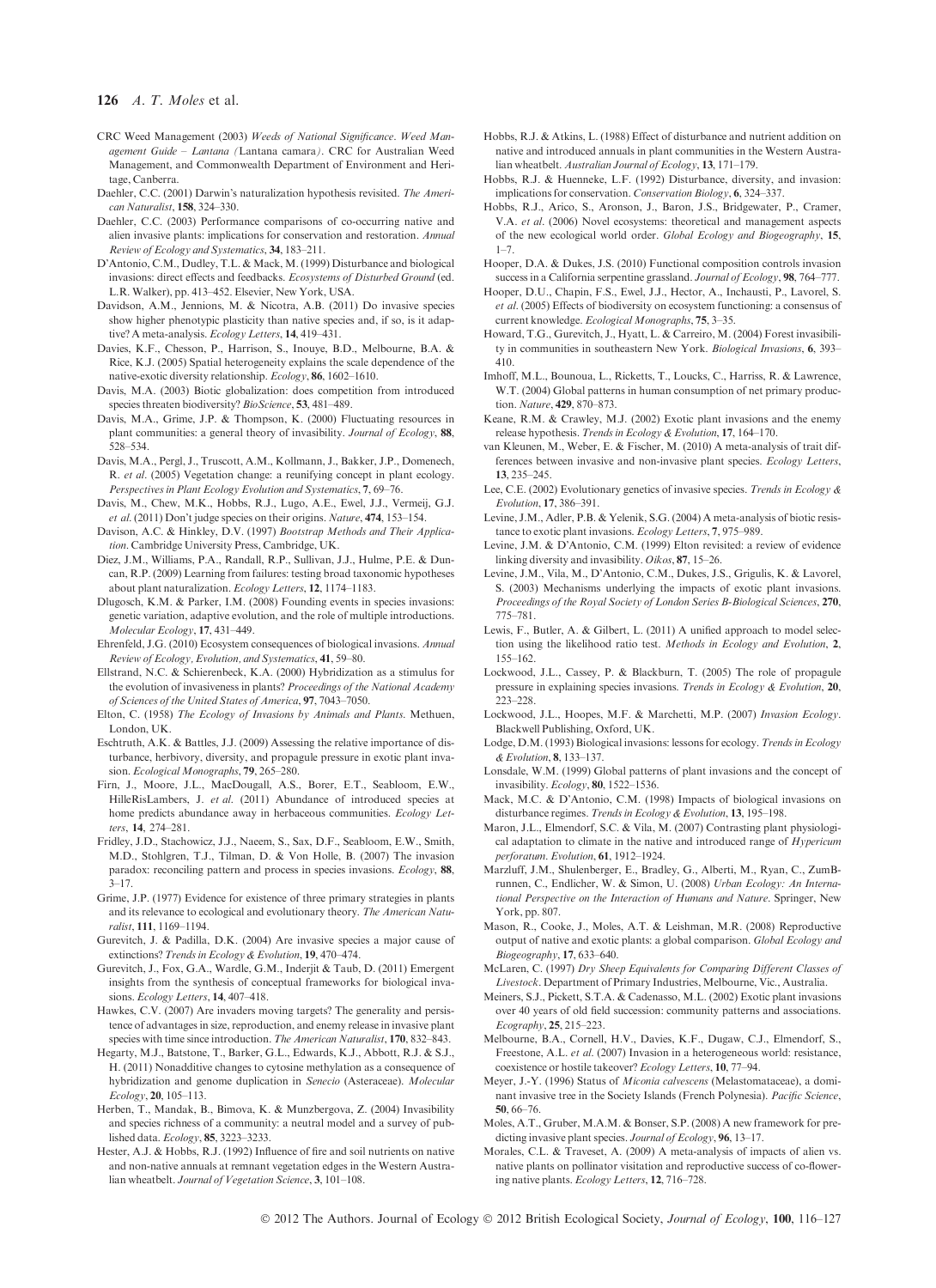CRC Weed Management (2003) *Weeds of National Significance. Weed Management Guide – Lantana (*Lantana camara*)*. CRC for Australian Weed Management, and Commonwealth Department of Environment and Heritage, Canberra.

Daehler, C.C. (2001) Darwin's naturalization hypothesis revisited. *The American Naturalist*, **158**, 324–330.

Daehler, C.C. (2003) Performance comparisons of co-occurring native and alien invasive plants: implications for conservation and restoration. *Annual Review of Ecology and Systematics*, **34**, 183–211.

D'Antonio, C.M., Dudley, T.L. & Mack, M. (1999) Disturbance and biological invasions: direct effects and feedbacks. *Ecosystems of Disturbed Ground* (ed. L.R. Walker), pp. 413–452. Elsevier, New York, USA.

Davidson, A.M., Jennions, M. & Nicotra, A.B. (2011) Do invasive species show higher phenotypic plasticity than native species and, if so, is it adaptive? A meta-analysis. *Ecology Letters*, **14**, 419–431.

Davies, K.F., Chesson, P., Harrison, S., Inouye, B.D., Melbourne, B.A. & Rice, K.J. (2005) Spatial heterogeneity explains the scale dependence of the native-exotic diversity relationship. *Ecology*, **86**, 1602–1610.

Davis, M.A. (2003) Biotic globalization: does competition from introduced species threaten biodiversity? *BioScience*, **53**, 481–489.

Davis, M.A., Grime, J.P. & Thompson, K. (2000) Fluctuating resources in plant communities: a general theory of invasibility. *Journal of Ecology*, **88**, 528–534.

Davis, M.A., Pergl, J., Truscott, A.M., Kollmann, J., Bakker, J.P., Domenech, R. *et al.* (2005) Vegetation change: a reunifying concept in plant ecology. *Perspectives in Plant Ecology Evolution and Systematics*, **7**, 69–76.

Davis, M., Chew, M.K., Hobbs, R.J., Lugo, A.E., Ewel, J.J., Vermeij, G.J. *et al.* (2011) Don't judge species on their origins. *Nature*, **474**, 153–154.

Davison, A.C. & Hinkley, D.V. (1997) *Bootstrap Methods and Their Application*. Cambridge University Press, Cambridge, UK.

Diez, J.M., Williams, P.A., Randall, R.P., Sullivan, J.J., Hulme, P.E. & Duncan, R.P. (2009) Learning from failures: testing broad taxonomic hypotheses about plant naturalization. *Ecology Letters*, **12**, 1174–1183.

Dlugosch, K.M. & Parker, I.M. (2008) Founding events in species invasions: genetic variation, adaptive evolution, and the role of multiple introductions. *Molecular Ecology*, **17**, 431–449.

Ehrenfeld, J.G. (2010) Ecosystem consequences of biological invasions. *Annual Review of Ecology, Evolution, and Systematics*, **41**, 59–80.

Ellstrand, N.C. & Schierenbeck, K.A. (2000) Hybridization as a stimulus for the evolution of invasiveness in plants? *Proceedings of the National Academy of Sciences of the United States of America*, **97**, 7043–7050.

Elton, C. (1958) *The Ecology of Invasions by Animals and Plants*. Methuen, London, UK.

Eschtruth, A.K. & Battles, J.J. (2009) Assessing the relative importance of disturbance, herbivory, diversity, and propagule pressure in exotic plant invasion. *Ecological Monographs*, **79**, 265–280.

Firn, J., Moore, J.L., MacDougall, A.S., Borer, E.T., Seabloom, E.W., HilleRisLambers, J. *et al.* (2011) Abundance of introduced species at home predicts abundance away in herbaceous communities. *Ecology Letters*, **14**, 274–281.

Fridley, J.D., Stachowicz, J.J., Naeem, S., Sax, D.F., Seabloom, E.W., Smith, M.D., Stohlgren, T.J., Tilman, D. & Von Holle, B. (2007) The invasion paradox: reconciling pattern and process in species invasions. *Ecology*, **88**, 3–17.

Grime, J.P. (1977) Evidence for existence of three primary strategies in plants and its relevance to ecological and evolutionary theory. *The American Naturalist*, **111**, 1169–1194.

Gurevitch, J. & Padilla, D.K. (2004) Are invasive species a major cause of extinctions? *Trends in Ecology & Evolution*, **19**, 470–474.

Gurevitch, J., Fox, G.A., Wardle, G.M., Inderjit & Taub, D. (2011) Emergent insights from the synthesis of conceptual frameworks for biological invasions. *Ecology Letters*, **14**, 407–418.

Hawkes, C.V. (2007) Are invaders moving targets? The generality and persistence of advantages in size, reproduction, and enemy release in invasive plant species with time since introduction. *The American Naturalist*, **170**, 832–843.

Hegarty, M.J., Batstone, T., Barker, G.L., Edwards, K.J., Abbott, R.J. & S.J., H. (2011) Nonadditive changes to cytosine methylation as a consequence of hybridization and genome duplication in *Senecio* (Asteraceae). *Molecular Ecology*, **20**, 105–113.

Herben, T., Mandak, B., Bimova, K. & Munzbergova, Z. (2004) Invasibility and species richness of a community: a neutral model and a survey of published data. *Ecology*, **85**, 3223–3233.

Hester, A.J. & Hobbs, R.J. (1992) Influence of fire and soil nutrients on native and non-native annuals at remnant vegetation edges in the Western Australian wheatbelt. *Journal of Vegetation Science*, **3**, 101–108.

Hobbs, R.J. & Atkins, L. (1988) Effect of disturbance and nutrient addition on native and introduced annuals in plant communities in the Western Australian wheatbelt. *Australian Journal of Ecology*, **13**, 171–179.

Hobbs, R.J. & Huenneke, L.F. (1992) Disturbance, diversity, and invasion: implications for conservation. *Conservation Biology*, **6**, 324–337.

Hobbs, R.J., Arico, S., Aronson, J., Baron, J.S., Bridgewater, P., Cramer, V.A. *et al.* (2006) Novel ecosystems: theoretical and management aspects of the new ecological world order. *Global Ecology and Biogeography*, **15**, 1–7.

Hooper, D.A. & Dukes, J.S. (2010) Functional composition controls invasion success in a California serpentine grassland. *Journal of Ecology*, **98**, 764–777.

Hooper, D.U., Chapin, F.S., Ewel, J.J., Hector, A., Inchausti, P., Lavorel, S. *et al.* (2005) Effects of biodiversity on ecosystem functioning: a consensus of current knowledge. *Ecological Monographs*, **75**, 3–35.

Howard, T.G., Gurevitch, J., Hyatt, L. & Carreiro, M. (2004) Forest invasibility in communities in southeastern New York. *Biological Invasions*, **6**, 393–410.

Imhoff, M.L., Bounoua, L., Ricketts, T., Loucks, C., Harriss, R. & Lawrence, W.T. (2004) Global patterns in human consumption of net primary production. *Nature*, **429**, 870–873.

Keane, R.M. & Crawley, M.J. (2002) Exotic plant invasions and the enemy release hypothesis. *Trends in Ecology & Evolution*, **17**, 164–170.

van Kleunen, M., Weber, E. & Fischer, M. (2010) A meta-analysis of trait differences between invasive and non-invasive plant species. *Ecology Letters*, **13**, 235–245.

Lee, C.E. (2002) Evolutionary genetics of invasive species. *Trends in Ecology & Evolution*, **17**, 386–391.

Levine, J.M., Adler, P.B. & Yelenik, S.G. (2004) A meta-analysis of biotic resistance to exotic plant invasions. *Ecology Letters*, **7**, 975–989.

Levine, J.M. & D'Antonio, C.M. (1999) Elton revisited: a review of evidence linking diversity and invasibility. *Oikos*, **87**, 15–26.

Levine, J.M., Vila, M., D'Antonio, C.M., Dukes, J.S., Grigulis, K. & Lavorel, S. (2003) Mechanisms underlying the impacts of exotic plant invasions. *Proceedings of the Royal Society of London Series B-Biological Sciences*, **270**, 775–781.

Lewis, F., Butler, A. & Gilbert, L. (2011) A unified approach to model selection using the likelihood ratio test. *Methods in Ecology and Evolution*, **2**, 155–162.

Lockwood, J.L., Cassey, P. & Blackburn, T. (2005) The role of propagule pressure in explaining species invasions. *Trends in Ecology & Evolution*, **20**, 223–228.

Lockwood, J.L., Hoopes, M.F. & Marchetti, M.P. (2007) *Invasion Ecology*. Blackwell Publishing, Oxford, UK.

Lodge, D.M. (1993) Biological invasions: lessons for ecology. *Trends in Ecology & Evolution*, **8**, 133–137.

Lonsdale, W.M. (1999) Global patterns of plant invasions and the concept of invasibility. *Ecology*, **80**, 1522–1536.

Mack, M.C. & D'Antonio, C.M. (1998) Impacts of biological invasions on disturbance regimes. *Trends in Ecology & Evolution*, **13**, 195–198.

Maron, J.L., Elmendorf, S.C. & Vila, M. (2007) Contrasting plant physiological adaptation to climate in the native and introduced range of *Hypericum perforatum*. *Evolution*, **61**, 1912–1924.

Marzluff, J.M., Shulenberger, E., Bradley, G., Alberti, M., Ryan, C., ZumBrunnen, C., Endlicher, W. & Simon, U. (2008) *Urban Ecology: An International Perspective on the Interaction of Humans and Nature*. Springer, New York, pp. 807.

Mason, R., Cooke, J., Moles, A.T. & Leishman, M.R. (2008) Reproductive output of native and exotic plants: a global comparison. *Global Ecology and Biogeography*, **17**, 633–640.

McLaren, C. (1997) *Dry Sheep Equivalents for Comparing Different Classes of Livestock*. Department of Primary Industries, Melbourne, Vic., Australia.

Meiners, S.J., Pickett, S.T.A. & Cadenasso, M.L. (2002) Exotic plant invasions over 40 years of old field succession: community patterns and associations. *Ecography*, **25**, 215–223.

Melbourne, B.A., Cornell, H.V., Davies, K.F., Dugaw, C.J., Elmendorf, S., Freestone, A.L. *et al.* (2007) Invasion in a heterogeneous world: resistance, coexistence or hostile takeover? *Ecology Letters*, **10**, 77–94.

Meyer, J.-Y. (1996) Status of *Miconia calvescens* (Melastomataceae), a dominant invasive tree in the Society Islands (French Polynesia). *Pacific Science*, **50**, 66–76.

Moles, A.T., Gruber, M.A.M. & Bonser, S.P. (2008) A new framework for predicting invasive plant species. *Journal of Ecology*, **96**, 13–17.

Morales, C.L. & Traveset, A. (2009) A meta-analysis of impacts of alien vs. native plants on pollinator visitation and reproductive success of co-flowering native plants. *Ecology Letters*, **12**, 716–728.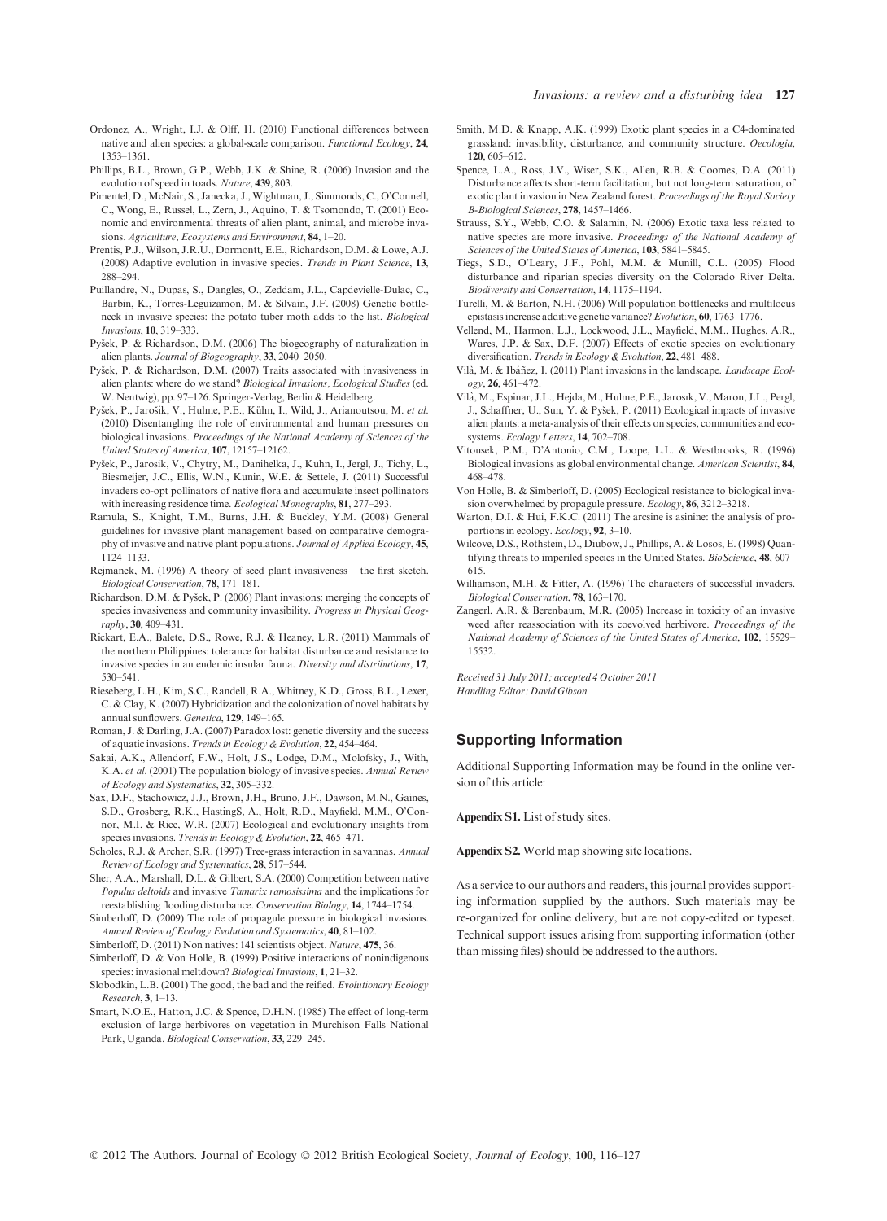Ordonez, A., Wright, I.J. & Olff, H. (2010) Functional differences between native and alien species: a global-scale comparison. *Functional Ecology*, **24**, 1353–1361.

Phillips, B.L., Brown, G.P., Webb, J.K. & Shine, R. (2006) Invasion and the evolution of speed in toads. *Nature*, **439**, 803.

Pimentel, D., McNair, S., Janecka, J., Wightman, J., Simmonds, C., O'Connell, C., Wong, E., Russel, L., Zern, J., Aquino, T. & Tsomondo, T. (2001) Economic and environmental threats of alien plant, animal, and microbe invasions. *Agriculture, Ecosystems and Environment*, **84**, 1–20.

Prentis, P.J., Wilson, J.R.U., Dormontt, E.E., Richardson, D.M. & Lowe, A.J. (2008) Adaptive evolution in invasive species. *Trends in Plant Science*, **13**, 288–294.

Puillandre, N., Dupas, S., Dangles, O., Zeddam, J.L., Capdevielle-Dulac, C., Barbin, K., Torres-Leguizamon, M. & Silvain, J.F. (2008) Genetic bottleneck in invasive species: the potato tuber moth adds to the list. *Biological Invasions*, **10**, 319–333.

Pyšek, P. & Richardson, D.M. (2006) The biogeography of naturalization in alien plants. *Journal of Biogeography*, **33**, 2040–2050.

Pyšek, P. & Richardson, D.M. (2007) Traits associated with invasiveness in alien plants: where do we stand? *Biological Invasions, Ecological Studies* (ed. W. Nentwig), pp. 97–126. Springer-Verlag, Berlin & Heidelberg.

Pyšek, P., Jarošík, V., Hulme, P.E., Kühn, I., Wild, J., Arianoutsou, M. *et al.* (2010) Disentangling the role of environmental and human pressures on biological invasions. *Proceedings of the National Academy of Sciences of the United States of America*, **107**, 12157–12162.

Pyšek, P., Jarosik, V., Chytry, M., Danihelka, J., Kuhn, I., Jergl, J., Tichy, L., Biesmeijer, J.C., Ellis, W.N., Kunin, W.E. & Settele, J. (2011) Successful invaders co-opt pollinators of native flora and accumulate insect pollinators with increasing residence time. *Ecological Monographs*, **81**, 277–293.

Ramula, S., Knight, T.M., Burns, J.H. & Buckley, Y.M. (2008) General guidelines for invasive plant management based on comparative demography of invasive and native plant populations. *Journal of Applied Ecology*, **45**, 1124–1133.

Rejmanek, M. (1996) A theory of seed plant invasiveness – the first sketch. *Biological Conservation*, **78**, 171–181.

Richardson, D.M. & Pyšek, P. (2006) Plant invasions: merging the concepts of species invasiveness and community invasibility. *Progress in Physical Geography*, **30**, 409–431.

Rickart, E.A., Balete, D.S., Rowe, R.J. & Heaney, L.R. (2011) Mammals of the northern Philippines: tolerance for habitat disturbance and resistance to invasive species in an endemic insular fauna. *Diversity and distributions*, **17**, 530–541.

Rieseberg, L.H., Kim, S.C., Randell, R.A., Whitney, K.D., Gross, B.L., Lexer, C. & Clay, K. (2007) Hybridization and the colonization of novel habitats by annual sunflowers. *Genetica*, **129**, 149–165.

Roman, J. & Darling, J.A. (2007) Paradox lost: genetic diversity and the success of aquatic invasions. *Trends in Ecology & Evolution*, **22**, 454–464.

Sakai, A.K., Allendorf, F.W., Holt, J.S., Lodge, D.M., Molofsky, J., With, K.A. *et al.* (2001) The population biology of invasive species. *Annual Review of Ecology and Systematics*, **32**, 305–332.

Sax, D.F., Stachowicz, J.J., Brown, J.H., Bruno, J.F., Dawson, M.N., Gaines, S.D., Grosberg, R.K., HastingS, A., Holt, R.D., Mayfield, M.M., O'Connor, M.I. & Rice, W.R. (2007) Ecological and evolutionary insights from species invasions. *Trends in Ecology & Evolution*, **22**, 465–471.

Scholes, R.J. & Archer, S.R. (1997) Tree-grass interaction in savannas. *Annual Review of Ecology and Systematics*, **28**, 517–544.

Sher, A.A., Marshall, D.L. & Gilbert, S.A. (2000) Competition between native *Populus deltoids* and invasive *Tamarix ramosissima* and the implications for reestablishing flooding disturbance. *Conservation Biology*, **14**, 1744–1754.

Simberloff, D. (2009) The role of propagule pressure in biological invasions. *Annual Review of Ecology Evolution and Systematics*, **40**, 81–102.

Simberloff, D. (2011) Non natives: 141 scientists object. *Nature*, **475**, 36.

Simberloff, D. & Von Holle, B. (1999) Positive interactions of nonindigenous species: invasional meltdown? *Biological Invasions*, **1**, 21–32.

Slobodkin, L.B. (2001) The good, the bad and the reified. *Evolutionary Ecology Research*, **3**, 1–13.

Smart, N.O.E., Hatton, J.C. & Spence, D.H.N. (1985) The effect of long-term exclusion of large herbivores on vegetation in Murchison Falls National Park, Uganda. *Biological Conservation*, **33**, 229–245.

Smith, M.D. & Knapp, A.K. (1999) Exotic plant species in a C4-dominated grassland: invasibility, disturbance, and community structure. *Oecologia*, **120**, 605–612.

Spence, L.A., Ross, J.V., Wiser, S.K., Allen, R.B. & Coomes, D.A. (2011) Disturbance affects short-term facilitation, but not long-term saturation, of exotic plant invasion in New Zealand forest. *Proceedings of the Royal Society B-Biological Sciences*, **278**, 1457–1466.

Strauss, S.Y., Webb, C.O. & Salamin, N. (2006) Exotic taxa less related to native species are more invasive. *Proceedings of the National Academy of Sciences of the United States of America*, **103**, 5841–5845.

Tiegs, S.D., O'Leary, J.F., Pohl, M.M. & Munill, C.L. (2005) Flood disturbance and riparian species diversity on the Colorado River Delta. *Biodiversity and Conservation*, **14**, 1175–1194.

Turelli, M. & Barton, N.H. (2006) Will population bottlenecks and multilocus epistasis increase additive genetic variance? *Evolution*, **60**, 1763–1776.

Vellend, M., Harmon, L.J., Lockwood, J.L., Mayfield, M.M., Hughes, A.R., Wares, J.P. & Sax, D.F. (2007) Effects of exotic species on evolutionary diversification. *Trends in Ecology & Evolution*, **22**, 481–488.

Vilà, M. & Ibáñez, I. (2011) Plant invasions in the landscape. *Landscape Ecology*, **26**, 461–472.

Vilà, M., Espinar, J.L., Hejda, M., Hulme, P.E., Jarosık, V., Maron, J.L., Pergl, J., Schaffner, U., Sun, Y. & Pyšek, P. (2011) Ecological impacts of invasive alien plants: a meta-analysis of their effects on species, communities and ecosystems. *Ecology Letters*, **14**, 702–708.

Vitousek, P.M., D'Antonio, C.M., Loope, L.L. & Westbrooks, R. (1996) Biological invasions as global environmental change. *American Scientist*, **84**, 468–478.

Von Holle, B. & Simberloff, D. (2005) Ecological resistance to biological invasion overwhelmed by propagule pressure. *Ecology*, **86**, 3212–3218.

Warton, D.I. & Hui, F.K.C. (2011) The arcsine is asinine: the analysis of proportions in ecology. *Ecology*, **92**, 3–10.

Wilcove, D.S., Rothstein, D., Diubow, J., Phillips, A. & Losos, E. (1998) Quantifying threats to imperiled species in the United States. *BioScience*, **48**, 607–615.

Williamson, M.H. & Fitter, A. (1996) The characters of successful invaders. *Biological Conservation*, **78**, 163–170.

Zangerl, A.R. & Berenbaum, M.R. (2005) Increase in toxicity of an invasive weed after reassociation with its coevolved herbivore. *Proceedings of the National Academy of Sciences of the United States of America*, **102**, 15529–15532.

*Received 31 July 2011; accepted 4 October 2011*
*Handling Editor: David Gibson*

## Supporting Information

Additional Supporting Information may be found in the online version of this article:

**Appendix S1.** List of study sites.

**Appendix S2.** World map showing site locations.

As a service to our authors and readers, this journal provides supporting information supplied by the authors. Such materials may be re-organized for online delivery, but are not copy-edited or typeset. Technical support issues arising from supporting information (other than missing files) should be addressed to the authors.